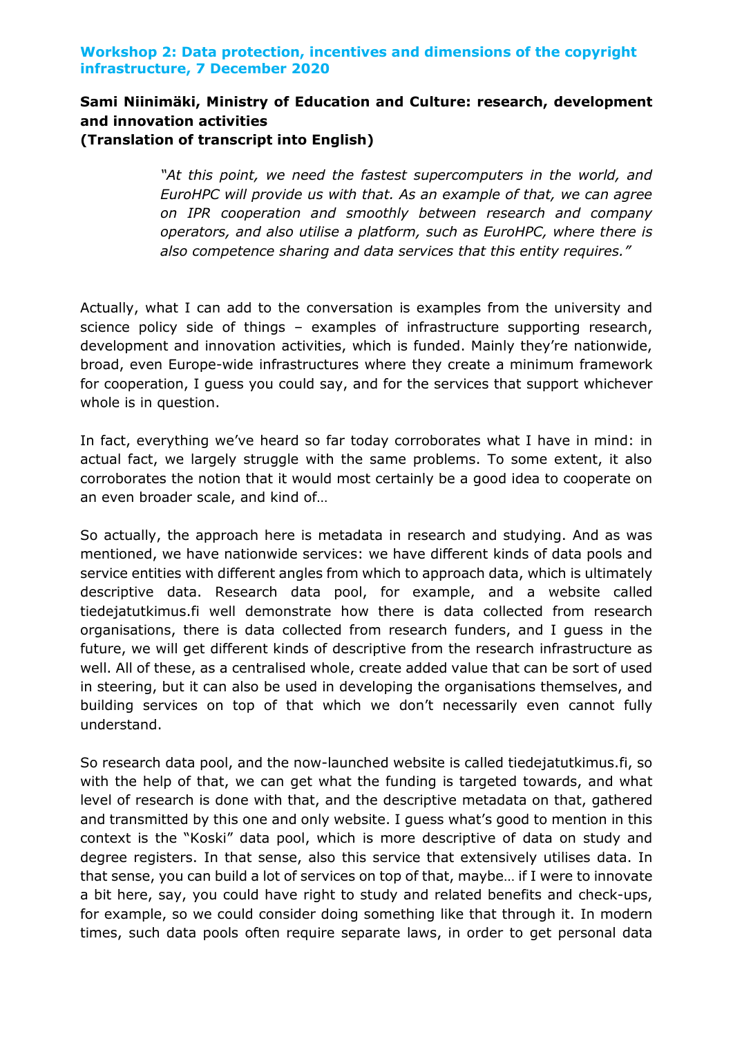**Workshop 2: Data protection, incentives and dimensions of the copyright infrastructure, 7 December 2020**

## Sami Niinimäki, Ministry of Education and Culture: research, development and innovation activities
**(Translation of transcript into English)**

> *"At this point, we need the fastest supercomputers in the world, and EuroHPC will provide us with that. As an example of that, we can agree on IPR cooperation and smoothly between research and company operators, and also utilise a platform, such as EuroHPC, where there is also competence sharing and data services that this entity requires."*

Actually, what I can add to the conversation is examples from the university and science policy side of things – examples of infrastructure supporting research, development and innovation activities, which is funded. Mainly they're nationwide, broad, even Europe-wide infrastructures where they create a minimum framework for cooperation, I guess you could say, and for the services that support whichever whole is in question.

In fact, everything we've heard so far today corroborates what I have in mind: in actual fact, we largely struggle with the same problems. To some extent, it also corroborates the notion that it would most certainly be a good idea to cooperate on an even broader scale, and kind of…

So actually, the approach here is metadata in research and studying. And as was mentioned, we have nationwide services: we have different kinds of data pools and service entities with different angles from which to approach data, which is ultimately descriptive data. Research data pool, for example, and a website called tiedejatutkimus.fi well demonstrate how there is data collected from research organisations, there is data collected from research funders, and I guess in the future, we will get different kinds of descriptive from the research infrastructure as well. All of these, as a centralised whole, create added value that can be sort of used in steering, but it can also be used in developing the organisations themselves, and building services on top of that which we don't necessarily even cannot fully understand.

So research data pool, and the now-launched website is called tiedejatutkimus.fi, so with the help of that, we can get what the funding is targeted towards, and what level of research is done with that, and the descriptive metadata on that, gathered and transmitted by this one and only website. I guess what's good to mention in this context is the "Koski" data pool, which is more descriptive of data on study and degree registers. In that sense, also this service that extensively utilises data. In that sense, you can build a lot of services on top of that, maybe… if I were to innovate a bit here, say, you could have right to study and related benefits and check-ups, for example, so we could consider doing something like that through it. In modern times, such data pools often require separate laws, in order to get personal data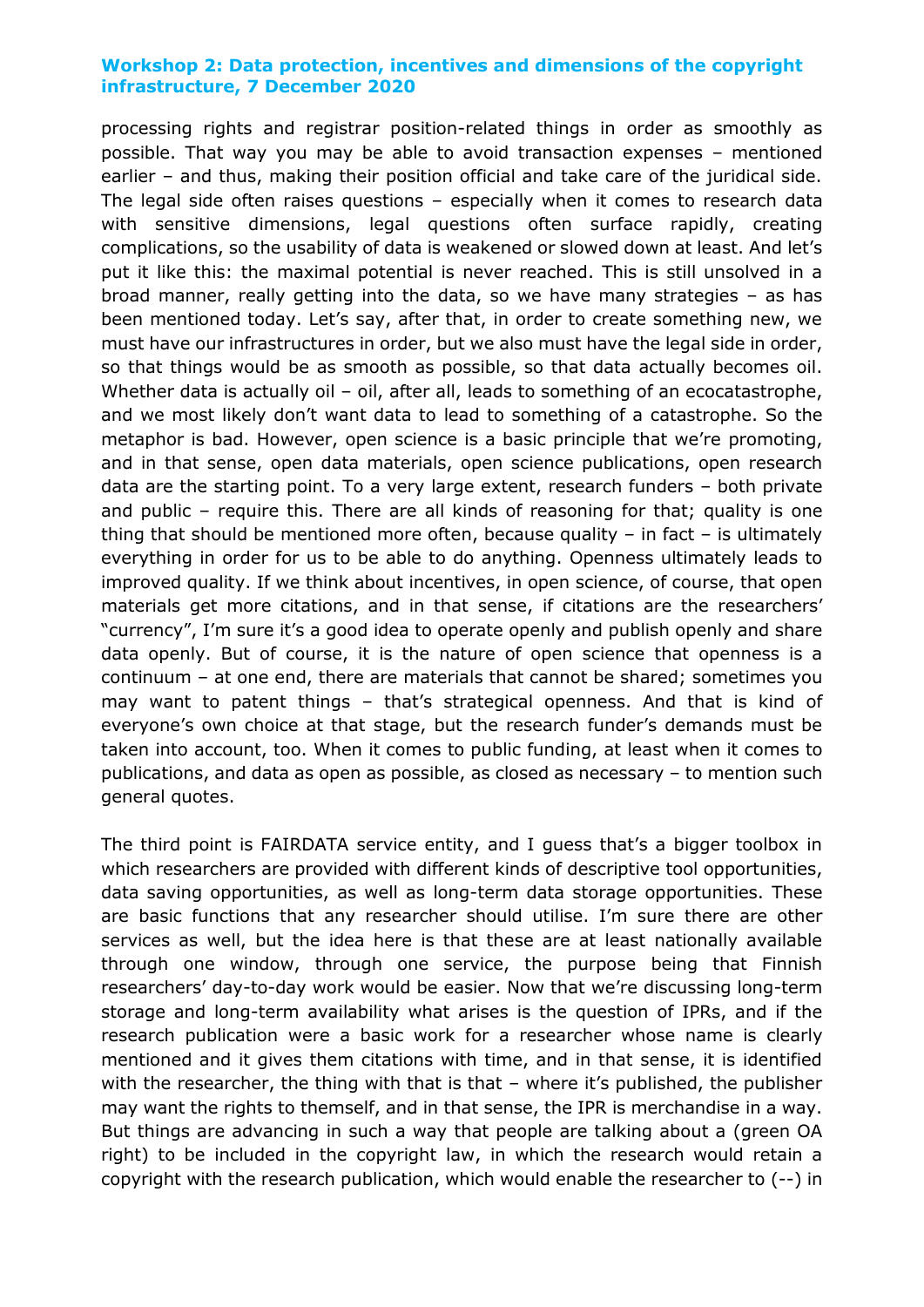processing rights and registrar position-related things in order as smoothly as possible. That way you may be able to avoid transaction expenses – mentioned earlier – and thus, making their position official and take care of the juridical side. The legal side often raises questions – especially when it comes to research data with sensitive dimensions, legal questions often surface rapidly, creating complications, so the usability of data is weakened or slowed down at least. And let's put it like this: the maximal potential is never reached. This is still unsolved in a broad manner, really getting into the data, so we have many strategies – as has been mentioned today. Let's say, after that, in order to create something new, we must have our infrastructures in order, but we also must have the legal side in order, so that things would be as smooth as possible, so that data actually becomes oil. Whether data is actually oil – oil, after all, leads to something of an ecocatastrophe, and we most likely don't want data to lead to something of a catastrophe. So the metaphor is bad. However, open science is a basic principle that we're promoting, and in that sense, open data materials, open science publications, open research data are the starting point. To a very large extent, research funders – both private and public – require this. There are all kinds of reasoning for that; quality is one thing that should be mentioned more often, because quality – in fact – is ultimately everything in order for us to be able to do anything. Openness ultimately leads to improved quality. If we think about incentives, in open science, of course, that open materials get more citations, and in that sense, if citations are the researchers' "currency", I'm sure it's a good idea to operate openly and publish openly and share data openly. But of course, it is the nature of open science that openness is a continuum – at one end, there are materials that cannot be shared; sometimes you may want to patent things – that's strategical openness. And that is kind of everyone's own choice at that stage, but the research funder's demands must be taken into account, too. When it comes to public funding, at least when it comes to publications, and data as open as possible, as closed as necessary – to mention such general quotes.

The third point is FAIRDATA service entity, and I guess that's a bigger toolbox in which researchers are provided with different kinds of descriptive tool opportunities, data saving opportunities, as well as long-term data storage opportunities. These are basic functions that any researcher should utilise. I'm sure there are other services as well, but the idea here is that these are at least nationally available through one window, through one service, the purpose being that Finnish researchers' day-to-day work would be easier. Now that we're discussing long-term storage and long-term availability what arises is the question of IPRs, and if the research publication were a basic work for a researcher whose name is clearly mentioned and it gives them citations with time, and in that sense, it is identified with the researcher, the thing with that is that – where it's published, the publisher may want the rights to themself, and in that sense, the IPR is merchandise in a way. But things are advancing in such a way that people are talking about a (green OA right) to be included in the copyright law, in which the research would retain a copyright with the research publication, which would enable the researcher to (--) in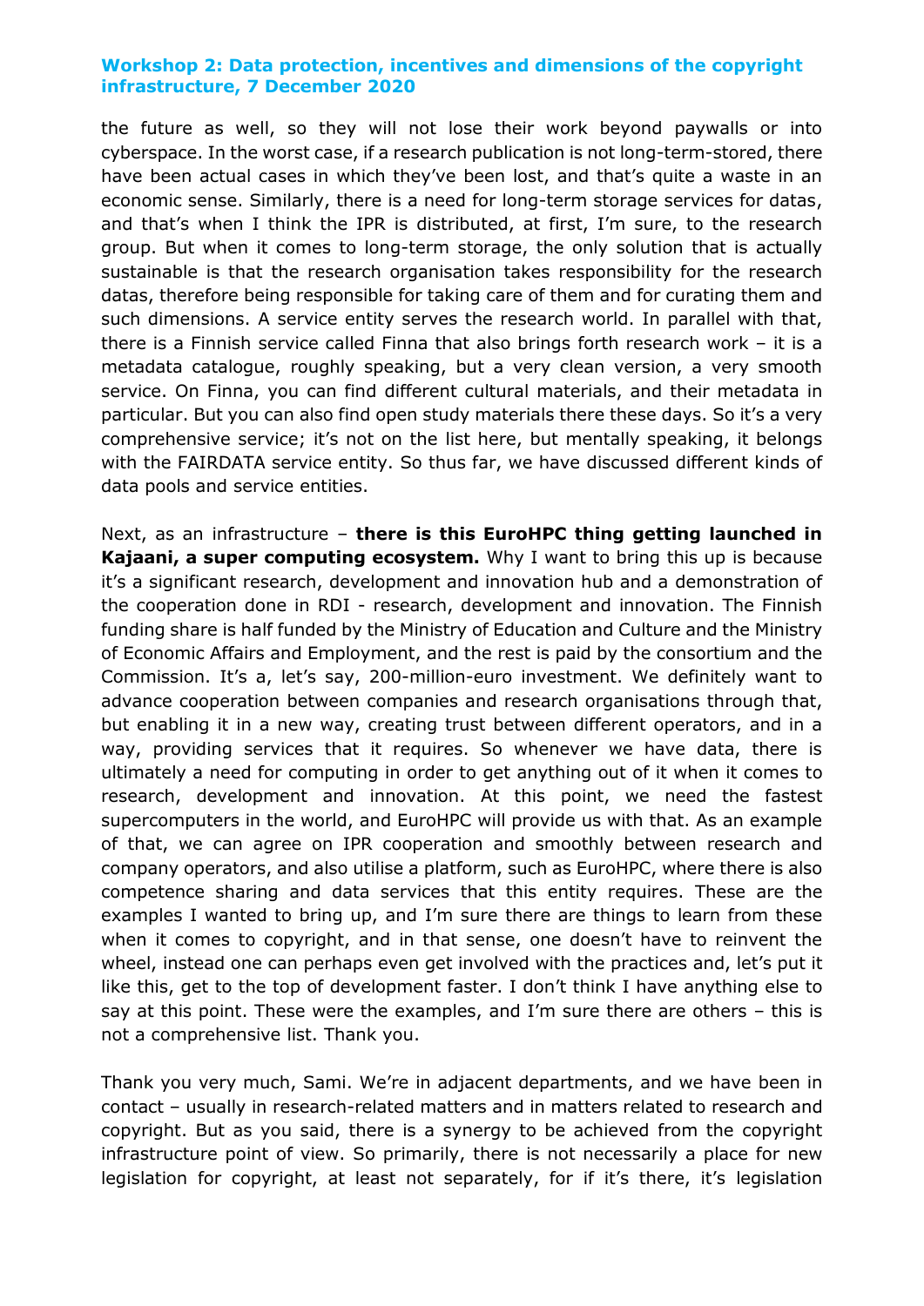the future as well, so they will not lose their work beyond paywalls or into cyberspace. In the worst case, if a research publication is not long-term-stored, there have been actual cases in which they've been lost, and that's quite a waste in an economic sense. Similarly, there is a need for long-term storage services for datas, and that's when I think the IPR is distributed, at first, I'm sure, to the research group. But when it comes to long-term storage, the only solution that is actually sustainable is that the research organisation takes responsibility for the research datas, therefore being responsible for taking care of them and for curating them and such dimensions. A service entity serves the research world. In parallel with that, there is a Finnish service called Finna that also brings forth research work – it is a metadata catalogue, roughly speaking, but a very clean version, a very smooth service. On Finna, you can find different cultural materials, and their metadata in particular. But you can also find open study materials there these days. So it's a very comprehensive service; it's not on the list here, but mentally speaking, it belongs with the FAIRDATA service entity. So thus far, we have discussed different kinds of data pools and service entities.

Next, as an infrastructure – **there is this EuroHPC thing getting launched in Kajaani, a super computing ecosystem.** Why I want to bring this up is because it's a significant research, development and innovation hub and a demonstration of the cooperation done in RDI - research, development and innovation. The Finnish funding share is half funded by the Ministry of Education and Culture and the Ministry of Economic Affairs and Employment, and the rest is paid by the consortium and the Commission. It's a, let's say, 200-million-euro investment. We definitely want to advance cooperation between companies and research organisations through that, but enabling it in a new way, creating trust between different operators, and in a way, providing services that it requires. So whenever we have data, there is ultimately a need for computing in order to get anything out of it when it comes to research, development and innovation. At this point, we need the fastest supercomputers in the world, and EuroHPC will provide us with that. As an example of that, we can agree on IPR cooperation and smoothly between research and company operators, and also utilise a platform, such as EuroHPC, where there is also competence sharing and data services that this entity requires. These are the examples I wanted to bring up, and I'm sure there are things to learn from these when it comes to copyright, and in that sense, one doesn't have to reinvent the wheel, instead one can perhaps even get involved with the practices and, let's put it like this, get to the top of development faster. I don't think I have anything else to say at this point. These were the examples, and I'm sure there are others – this is not a comprehensive list. Thank you.

Thank you very much, Sami. We're in adjacent departments, and we have been in contact – usually in research-related matters and in matters related to research and copyright. But as you said, there is a synergy to be achieved from the copyright infrastructure point of view. So primarily, there is not necessarily a place for new legislation for copyright, at least not separately, for if it's there, it's legislation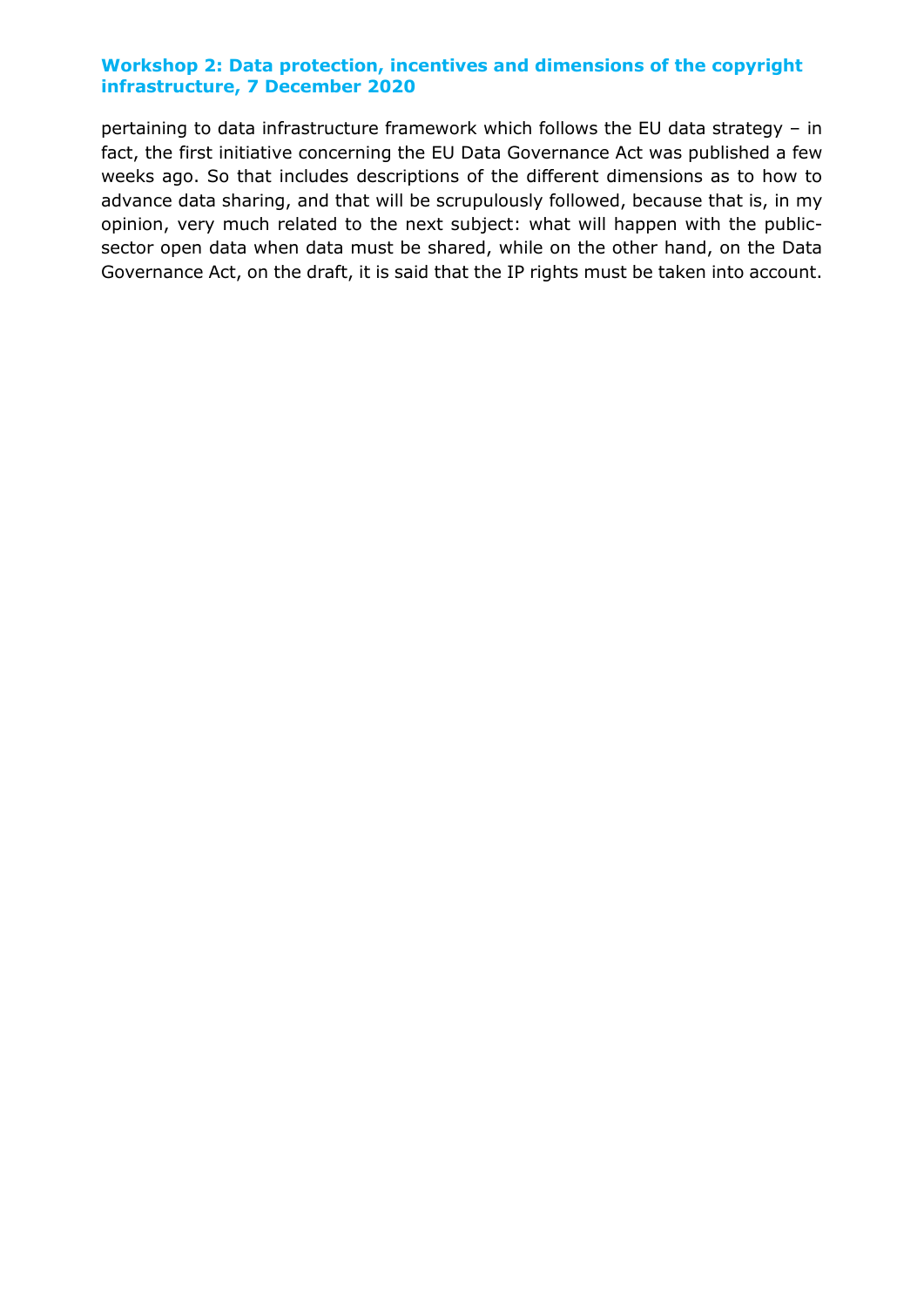pertaining to data infrastructure framework which follows the EU data strategy – in fact, the first initiative concerning the EU Data Governance Act was published a few weeks ago. So that includes descriptions of the different dimensions as to how to advance data sharing, and that will be scrupulously followed, because that is, in my opinion, very much related to the next subject: what will happen with the public-sector open data when data must be shared, while on the other hand, on the Data Governance Act, on the draft, it is said that the IP rights must be taken into account.